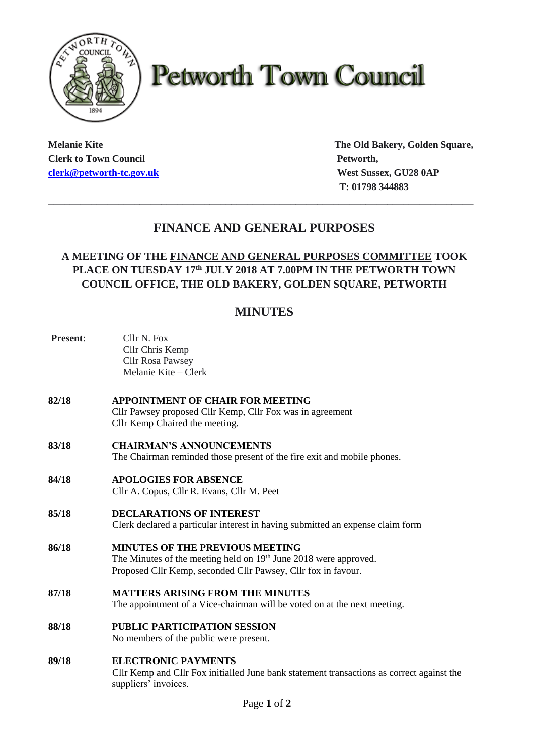# Petworth Town Council

**Melanie Kite**
**Clerk to Town Council**
**[clerk@petworth-tc.gov.uk](mailto:clerk@petworth-tc.gov.uk)**

**The Old Bakery, Golden Square,**
**Petworth,**
**West Sussex, GU28 0AP**
**T: 01798 344883**

---

## FINANCE AND GENERAL PURPOSES

### A MEETING OF THE FINANCE AND GENERAL PURPOSES COMMITTEE TOOK PLACE ON TUESDAY 17th JULY 2018 AT 7.00PM IN THE PETWORTH TOWN COUNCIL OFFICE, THE OLD BAKERY, GOLDEN SQUARE, PETWORTH

## MINUTES

**Present**:
Cllr N. Fox
Cllr Chris Kemp
Cllr Rosa Pawsey
Melanie Kite – Clerk

**82/18 APPOINTMENT OF CHAIR FOR MEETING**
Cllr Pawsey proposed Cllr Kemp, Cllr Fox was in agreement
Cllr Kemp Chaired the meeting.

**83/18 CHAIRMAN'S ANNOUNCEMENTS**
The Chairman reminded those present of the fire exit and mobile phones.

**84/18 APOLOGIES FOR ABSENCE**
Cllr A. Copus, Cllr R. Evans, Cllr M. Peet

**85/18 DECLARATIONS OF INTEREST**
Clerk declared a particular interest in having submitted an expense claim form

**86/18 MINUTES OF THE PREVIOUS MEETING**
The Minutes of the meeting held on 19th June 2018 were approved.
Proposed Cllr Kemp, seconded Cllr Pawsey, Cllr fox in favour.

**87/18 MATTERS ARISING FROM THE MINUTES**
The appointment of a Vice-chairman will be voted on at the next meeting.

**88/18 PUBLIC PARTICIPATION SESSION**
No members of the public were present.

**89/18 ELECTRONIC PAYMENTS**
Cllr Kemp and Cllr Fox initialled June bank statement transactions as correct against the suppliers' invoices.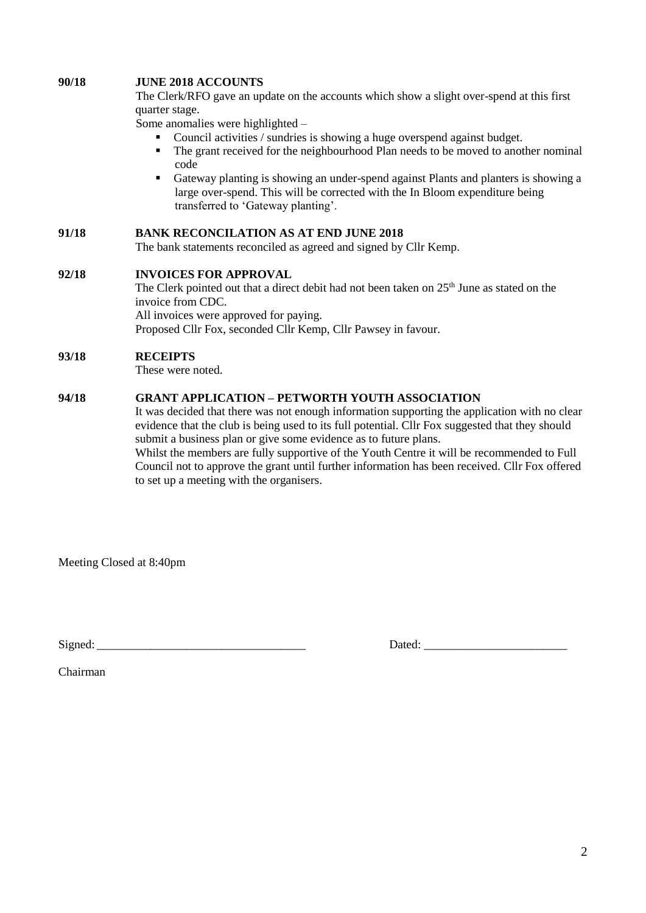**90/18 JUNE 2018 ACCOUNTS**

The Clerk/RFO gave an update on the accounts which show a slight over-spend at this first quarter stage.

Some anomalies were highlighted –

- Council activities / sundries is showing a huge overspend against budget.
- The grant received for the neighbourhood Plan needs to be moved to another nominal code
- Gateway planting is showing an under-spend against Plants and planters is showing a large over-spend. This will be corrected with the In Bloom expenditure being transferred to 'Gateway planting'.

**91/18 BANK RECONCILATION AS AT END JUNE 2018**

The bank statements reconciled as agreed and signed by Cllr Kemp.

**92/18 INVOICES FOR APPROVAL**

The Clerk pointed out that a direct debit had not been taken on 25th June as stated on the invoice from CDC.

All invoices were approved for paying.

Proposed Cllr Fox, seconded Cllr Kemp, Cllr Pawsey in favour.

**93/18 RECEIPTS**

These were noted.

**94/18 GRANT APPLICATION – PETWORTH YOUTH ASSOCIATION**

It was decided that there was not enough information supporting the application with no clear evidence that the club is being used to its full potential. Cllr Fox suggested that they should submit a business plan or give some evidence as to future plans.

Whilst the members are fully supportive of the Youth Centre it will be recommended to Full Council not to approve the grant until further information has been received. Cllr Fox offered to set up a meeting with the organisers.

Meeting Closed at 8:40pm

Signed: ___________________________________ Dated: ________________________

Chairman